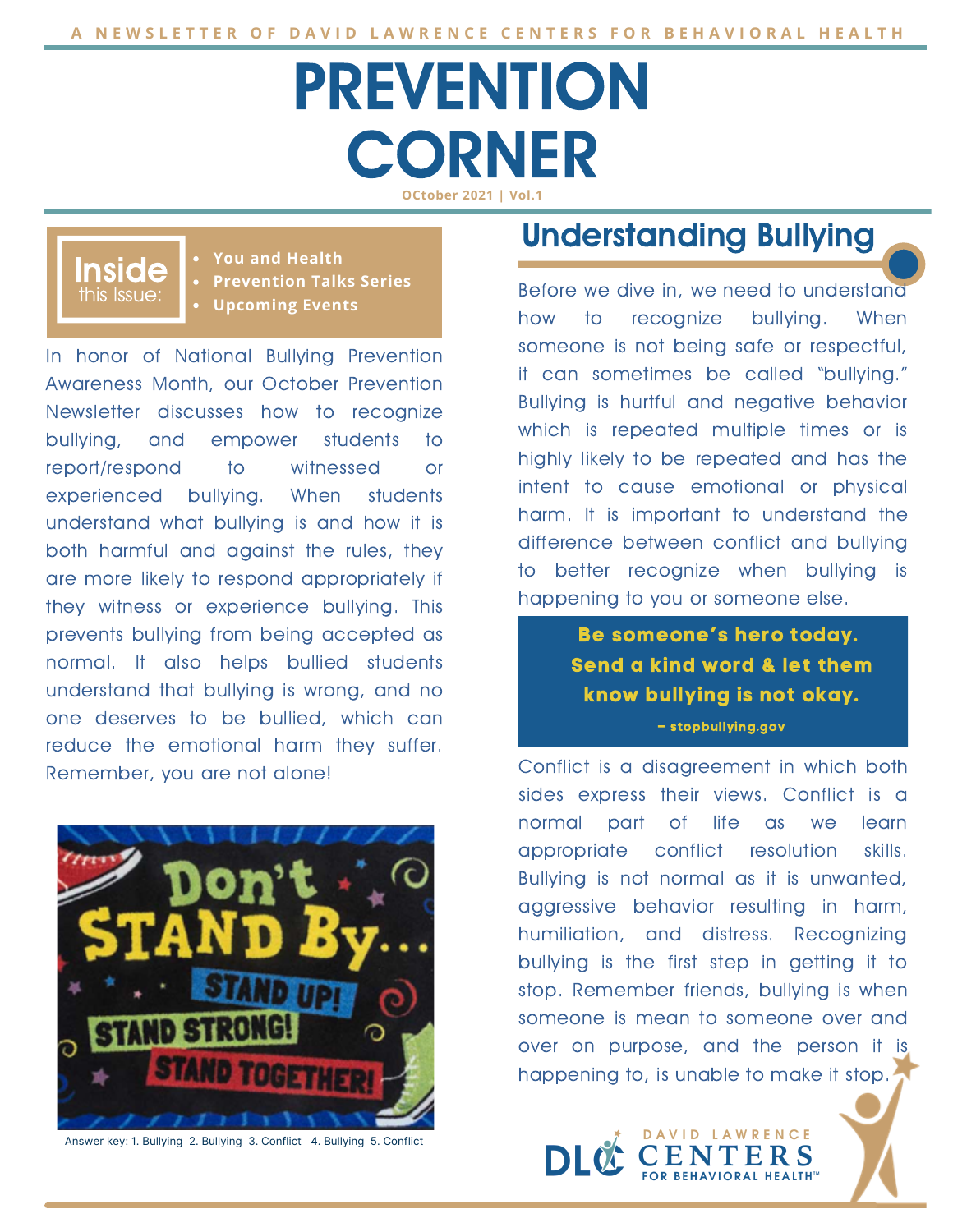A NEWSLETTER OF DAVID LAWRENCE CENTERS FOR BEHAVIORAL HEALTH

# PREVENTION CORNER

OCtober 2021 | Vol.1

**Inside this Issue:**

- **You and Health**
- **Prevention Talks Series**
- **Upcoming Events**

In honor of National Bullying Prevention Awareness Month, our October Prevention Newsletter discusses how to recognize bullying, and empower students to report/respond to witnessed or experienced bullying. When students understand what bullying is and how it is both harmful and against the rules, they are more likely to respond appropriately if they witness or experience bullying. This prevents bullying from being accepted as normal. It also helps bullied students understand that bullying is wrong, and no one deserves to be bullied, which can reduce the emotional harm they suffer. Remember, you are not alone!

Don't STAND By... STAND UP! STAND STRONG! STAND TOGETHER!

Answer key: 1. Bullying 2. Bullying 3. Conflict 4. Bullying 5. Conflict

## Understanding Bullying

Before we dive in, we need to understand how to recognize bullying. When someone is not being safe or respectful, it can sometimes be called "bullying." Bullying is hurtful and negative behavior which is repeated multiple times or is highly likely to be repeated and has the intent to cause emotional or physical harm. It is important to understand the difference between conflict and bullying to better recognize when bullying is happening to you or someone else.

> **Be someone's hero today. Send a kind word & let them know bullying is not okay.**
>
> **– stopbullying.gov**

Conflict is a disagreement in which both sides express their views. Conflict is a normal part of life as we learn appropriate conflict resolution skills. Bullying is not normal as it is unwanted, aggressive behavior resulting in harm, humiliation, and distress. Recognizing bullying is the first step in getting it to stop. Remember friends, bullying is when someone is mean to someone over and over on purpose, and the person it is happening to, is unable to make it stop.

DLC DAVID LAWRENCE CENTERS FOR BEHAVIORAL HEALTH™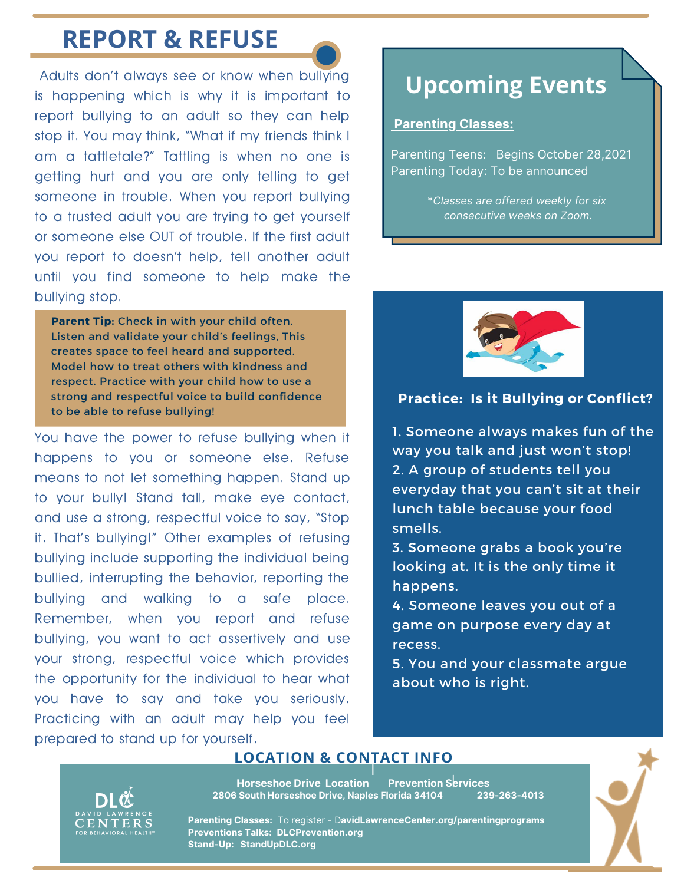# REPORT & REFUSE

Adults don't always see or know when bullying is happening which is why it is important to report bullying to an adult so they can help stop it. You may think, "What if my friends think I am a tattletale?" Tattling is when no one is getting hurt and you are only telling to get someone in trouble. When you report bullying to a trusted adult you are trying to get yourself or someone else OUT of trouble. If the first adult you report to doesn't help, tell another adult until you find someone to help make the bullying stop.

**Parent Tip:** Check in with your child often. Listen and validate your child's feelings, This creates space to feel heard and supported. Model how to treat others with kindness and respect. Practice with your child how to use a strong and respectful voice to build confidence to be able to refuse bullying!

You have the power to refuse bullying when it happens to you or someone else. Refuse means to not let something happen. Stand up to your bully! Stand tall, make eye contact, and use a strong, respectful voice to say, "Stop it. That's bullying!" Other examples of refusing bullying include supporting the individual being bullied, interrupting the behavior, reporting the bullying and walking to a safe place. Remember, when you report and refuse bullying, you want to act assertively and use your strong, respectful voice which provides the opportunity for the individual to hear what you have to say and take you seriously. Practicing with an adult may help you feel prepared to stand up for yourself.

## Upcoming Events

**Parenting Classes:**

Parenting Teens: Begins October 28,2021
Parenting Today: To be announced

*\*Classes are offered weekly for six consecutive weeks on Zoom.*

**Practice: Is it Bullying or Conflict?**

1. Someone always makes fun of the way you talk and just won't stop!
2. A group of students tell you everyday that you can't sit at their lunch table because your food smells.
3. Someone grabs a book you're looking at. It is the only time it happens.
4. Someone leaves you out of a game on purpose every day at recess.
5. You and your classmate argue about who is right.

## LOCATION & CONTACT INFO

DLC David Lawrence Centers for Behavioral Health

**Horseshoe Drive Location** | **Prevention Services**
**2806 South Horseshoe Drive, Naples Florida 34104** | **239-263-4013**

**Parenting Classes:** To register - **DavidLawrenceCenter.org/parentingprograms**
**Preventions Talks: DLCPrevention.org**
**Stand-Up: StandUpDLC.org**